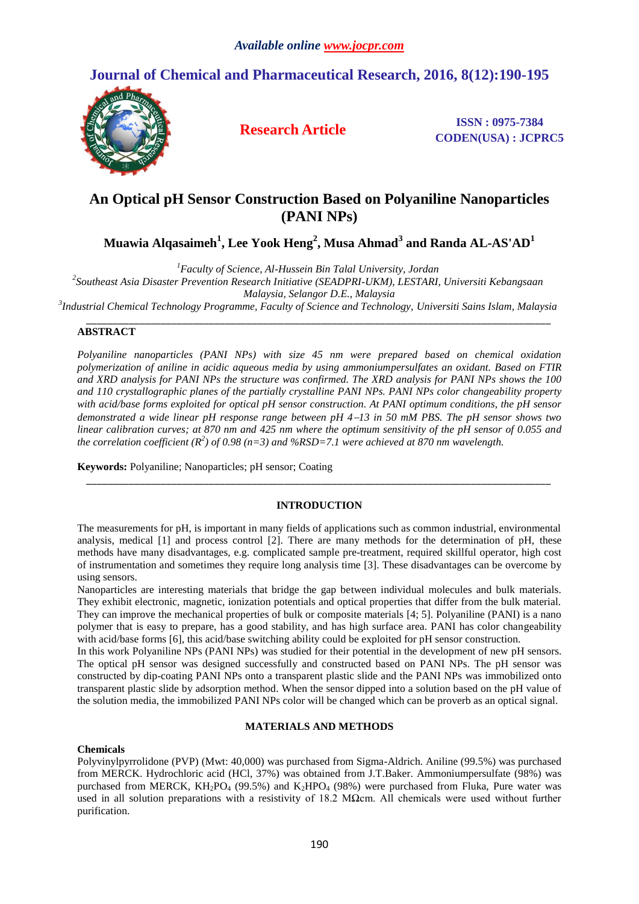# An Optical pH Sensor Construction Based on Polyaniline Nanoparticles (PANI NPs)

**Muawia Alqasaimeh[1], Lee Yook Heng[2], Musa Ahmad[3] and Randa AL-AS'AD[1]**

[1]*Faculty of Science, Al-Hussein Bin Talal University, Jordan*

[2]*Southeast Asia Disaster Prevention Research Initiative (SEADPRI-UKM), LESTARI, Universiti Kebangsaan Malaysia, Selangor D.E., Malaysia*

[3]*Industrial Chemical Technology Programme, Faculty of Science and Technology, Universiti Sains Islam, Malaysia*

## ABSTRACT

*Polyaniline nanoparticles (PANI NPs) with size 45 nm were prepared based on chemical oxidation polymerization of aniline in acidic aqueous media by using ammoniumpersulfates an oxidant. Based on FTIR and XRD analysis for PANI NPs the structure was confirmed. The XRD analysis for PANI NPs shows the 100 and 110 crystallographic planes of the partially crystalline PANI NPs. PANI NPs color changeability property with acid/base forms exploited for optical pH sensor construction. At PANI optimum conditions, the pH sensor demonstrated a wide linear pH response range between pH 4–13 in 50 mM PBS. The pH sensor shows two linear calibration curves; at 870 nm and 425 nm where the optimum sensitivity of the pH sensor of 0.055 and the correlation coefficient ($R^2$) of 0.98 (n=3) and %RSD=7.1 were achieved at 870 nm wavelength.*

**Keywords:** Polyaniline; Nanoparticles; pH sensor; Coating

## INTRODUCTION

The measurements for pH, is important in many fields of applications such as common industrial, environmental analysis, medical [1] and process control [2]. There are many methods for the determination of pH, these methods have many disadvantages, e.g. complicated sample pre-treatment, required skillful operator, high cost of instrumentation and sometimes they require long analysis time [3]. These disadvantages can be overcome by using sensors.

Nanoparticles are interesting materials that bridge the gap between individual molecules and bulk materials. They exhibit electronic, magnetic, ionization potentials and optical properties that differ from the bulk material. They can improve the mechanical properties of bulk or composite materials [4; 5]. Polyaniline (PANI) is a nano polymer that is easy to prepare, has a good stability, and has high surface area. PANI has color changeability with acid/base forms [6], this acid/base switching ability could be exploited for pH sensor construction.

In this work Polyaniline NPs (PANI NPs) was studied for their potential in the development of new pH sensors. The optical pH sensor was designed successfully and constructed based on PANI NPs. The pH sensor was constructed by dip-coating PANI NPs onto a transparent plastic slide and the PANI NPs was immobilized onto transparent plastic slide by adsorption method. When the sensor dipped into a solution based on the pH value of the solution media, the immobilized PANI NPs color will be changed which can be proverb as an optical signal.

## MATERIALS AND METHODS

### Chemicals

Polyvinylpyrrolidone (PVP) (Mwt: 40,000) was purchased from Sigma-Aldrich. Aniline (99.5%) was purchased from MERCK. Hydrochloric acid (HCl, 37%) was obtained from J.T.Baker. Ammoniumpersulfate (98%) was purchased from MERCK, $KH_2PO_4$ (99.5%) and $K_2HPO_4$ (98%) were purchased from Fluka, Pure water was used in all solution preparations with a resistivity of 18.2 MΩcm. All chemicals were used without further purification.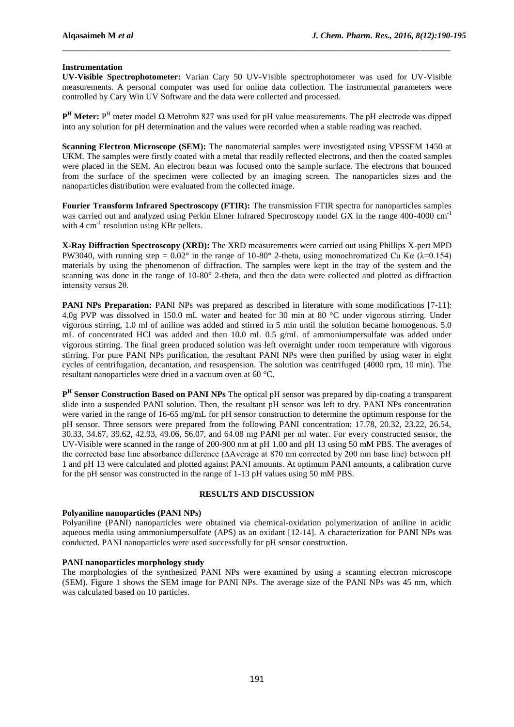**Instrumentation**

**UV-Visible Spectrophotometer:** Varian Cary 50 UV-Visible spectrophotometer was used for UV-Visible measurements. A personal computer was used for online data collection. The instrumental parameters were controlled by Cary Win UV Software and the data were collected and processed.

**P$^H$ Meter:** P$^H$ meter model Ω Metrohm 827 was used for pH value measurements. The pH electrode was dipped into any solution for pH determination and the values were recorded when a stable reading was reached.

**Scanning Electron Microscope (SEM):** The nanomaterial samples were investigated using VPSSEM 1450 at UKM. The samples were firstly coated with a metal that readily reflected electrons, and then the coated samples were placed in the SEM. An electron beam was focused onto the sample surface. The electrons that bounced from the surface of the specimen were collected by an imaging screen. The nanoparticles sizes and the nanoparticles distribution were evaluated from the collected image.

**Fourier Transform Infrared Spectroscopy (FTIR):** The transmission FTIR spectra for nanoparticles samples was carried out and analyzed using Perkin Elmer Infrared Spectroscopy model GX in the range 400-4000 cm$^{-1}$ with 4 cm$^{-1}$ resolution using KBr pellets.

**X-Ray Diffraction Spectroscopy (XRD):** The XRD measurements were carried out using Phillips X-pert MPD PW3040, with running step = 0.02° in the range of 10-80° 2-theta, using monochromatized Cu Kα (λ=0.154) materials by using the phenomenon of diffraction. The samples were kept in the tray of the system and the scanning was done in the range of 10-80° 2-theta, and then the data were collected and plotted as diffraction intensity versus 2θ.

**PANI NPs Preparation:** PANI NPs was prepared as described in literature with some modifications [7-11]: 4.0g PVP was dissolved in 150.0 mL water and heated for 30 min at 80 °C under vigorous stirring. Under vigorous stirring, 1.0 ml of aniline was added and stirred in 5 min until the solution became homogenous. 5.0 mL of concentrated HCl was added and then 10.0 mL 0.5 g/mL of ammoniumpersulfate was added under vigorous stirring. The final green produced solution was left overnight under room temperature with vigorous stirring. For pure PANI NPs purification, the resultant PANI NPs were then purified by using water in eight cycles of centrifugation, decantation, and resuspension. The solution was centrifuged (4000 rpm, 10 min). The resultant nanoparticles were dried in a vacuum oven at 60 °C.

**P$^H$ Sensor Construction Based on PANI NPs** The optical pH sensor was prepared by dip-coating a transparent slide into a suspended PANI solution. Then, the resultant pH sensor was left to dry. PANI NPs concentration were varied in the range of 16-65 mg/mL for pH sensor construction to determine the optimum response for the pH sensor. Three sensors were prepared from the following PANI concentration: 17.78, 20.32, 23.22, 26.54, 30.33, 34.67, 39.62, 42.93, 49.06, 56.07, and 64.08 mg PANI per ml water. For every constructed sensor, the UV-Visible were scanned in the range of 200-900 nm at pH 1.00 and pH 13 using 50 mM PBS. The averages of the corrected base line absorbance difference (ΔAverage at 870 nm corrected by 200 nm base line) between pH 1 and pH 13 were calculated and plotted against PANI amounts. At optimum PANI amounts, a calibration curve for the pH sensor was constructed in the range of 1-13 pH values using 50 mM PBS.

## RESULTS AND DISCUSSION

**Polyaniline nanoparticles (PANI NPs)**

Polyaniline (PANI) nanoparticles were obtained via chemical-oxidation polymerization of aniline in acidic aqueous media using ammoniumpersulfate (APS) as an oxidant [12-14]. A characterization for PANI NPs was conducted. PANI nanoparticles were used successfully for pH sensor construction.

**PANI nanoparticles morphology study**

The morphologies of the synthesized PANI NPs were examined by using a scanning electron microscope (SEM). Figure 1 shows the SEM image for PANI NPs. The average size of the PANI NPs was 45 nm, which was calculated based on 10 particles.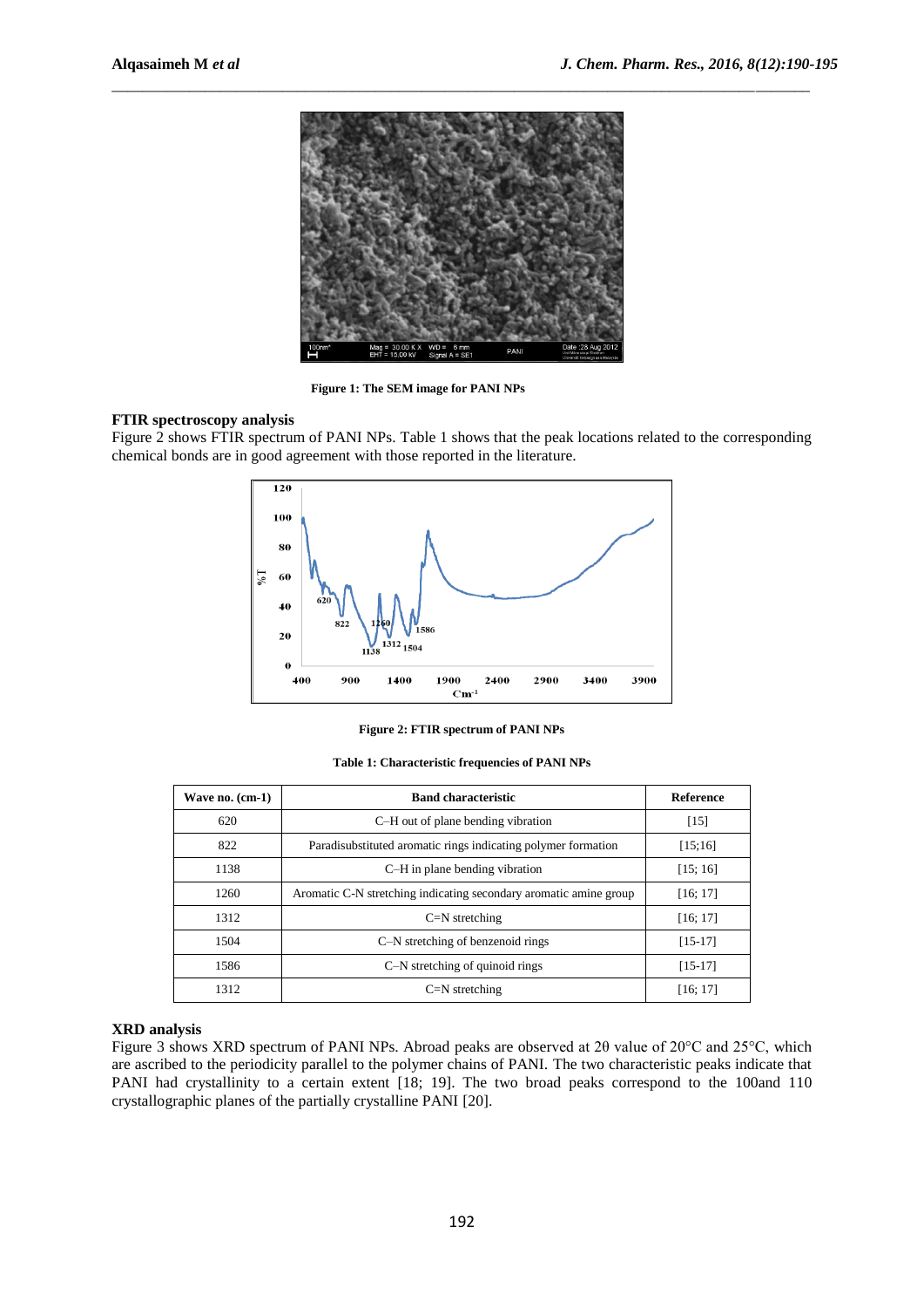Figure 1: The SEM image for PANI NPs

## FTIR spectroscopy analysis

Figure 2 shows FTIR spectrum of PANI NPs. Table 1 shows that the peak locations related to the corresponding chemical bonds are in good agreement with those reported in the literature.

Figure 2: FTIR spectrum of PANI NPs

Table 1: Characteristic frequencies of PANI NPs

| Wave no. (cm-1) | Band characteristic | Reference |
|---|---|---|
| 620 | C–H out of plane bending vibration | [15] |
| 822 | Paradisubstituted aromatic rings indicating polymer formation | [15;16] |
| 1138 | C–H in plane bending vibration | [15; 16] |
| 1260 | Aromatic C-N stretching indicating secondary aromatic amine group | [16; 17] |
| 1312 | C=N stretching | [16; 17] |
| 1504 | C–N stretching of benzenoid rings | [15-17] |
| 1586 | C–N stretching of quinoid rings | [15-17] |
| 1312 | C=N stretching | [16; 17] |

## XRD analysis

Figure 3 shows XRD spectrum of PANI NPs. Abroad peaks are observed at 2θ value of 20°C and 25°C, which are ascribed to the periodicity parallel to the polymer chains of PANI. The two characteristic peaks indicate that PANI had crystallinity to a certain extent [18; 19]. The two broad peaks correspond to the 100and 110 crystallographic planes of the partially crystalline PANI [20].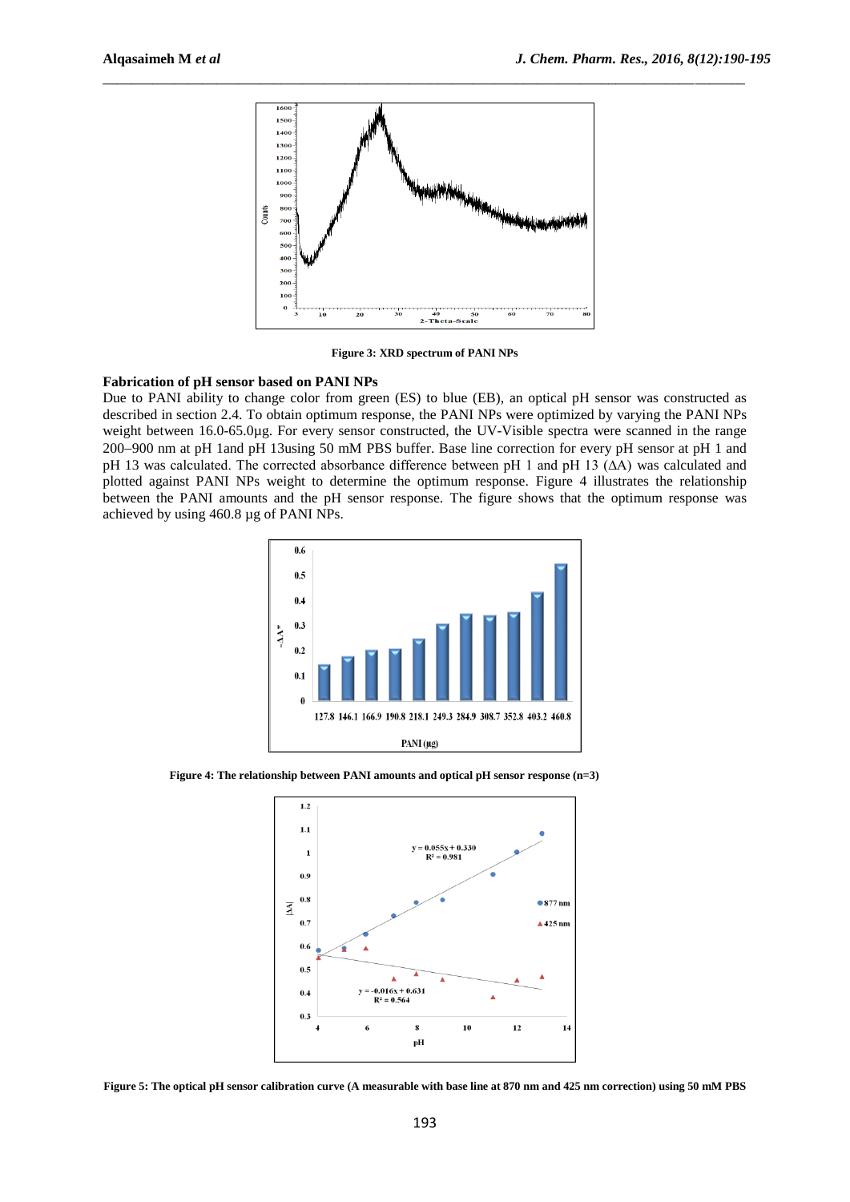Figure 3: XRD spectrum of PANI NPs

**Fabrication of pH sensor based on PANI NPs**

Due to PANI ability to change color from green (ES) to blue (EB), an optical pH sensor was constructed as described in section 2.4. To obtain optimum response, the PANI NPs were optimized by varying the PANI NPs weight between 16.0-65.0µg. For every sensor constructed, the UV-Visible spectra were scanned in the range 200–900 nm at pH 1and pH 13using 50 mM PBS buffer. Base line correction for every pH sensor at pH 1 and pH 13 was calculated. The corrected absorbance difference between pH 1 and pH 13 (ΔA) was calculated and plotted against PANI NPs weight to determine the optimum response. Figure 4 illustrates the relationship between the PANI amounts and the pH sensor response. The figure shows that the optimum response was achieved by using 460.8 µg of PANI NPs.

Figure 4: The relationship between PANI amounts and optical pH sensor response (n=3)

Figure 5: The optical pH sensor calibration curve (A measurable with base line at 870 nm and 425 nm correction) using 50 mM PBS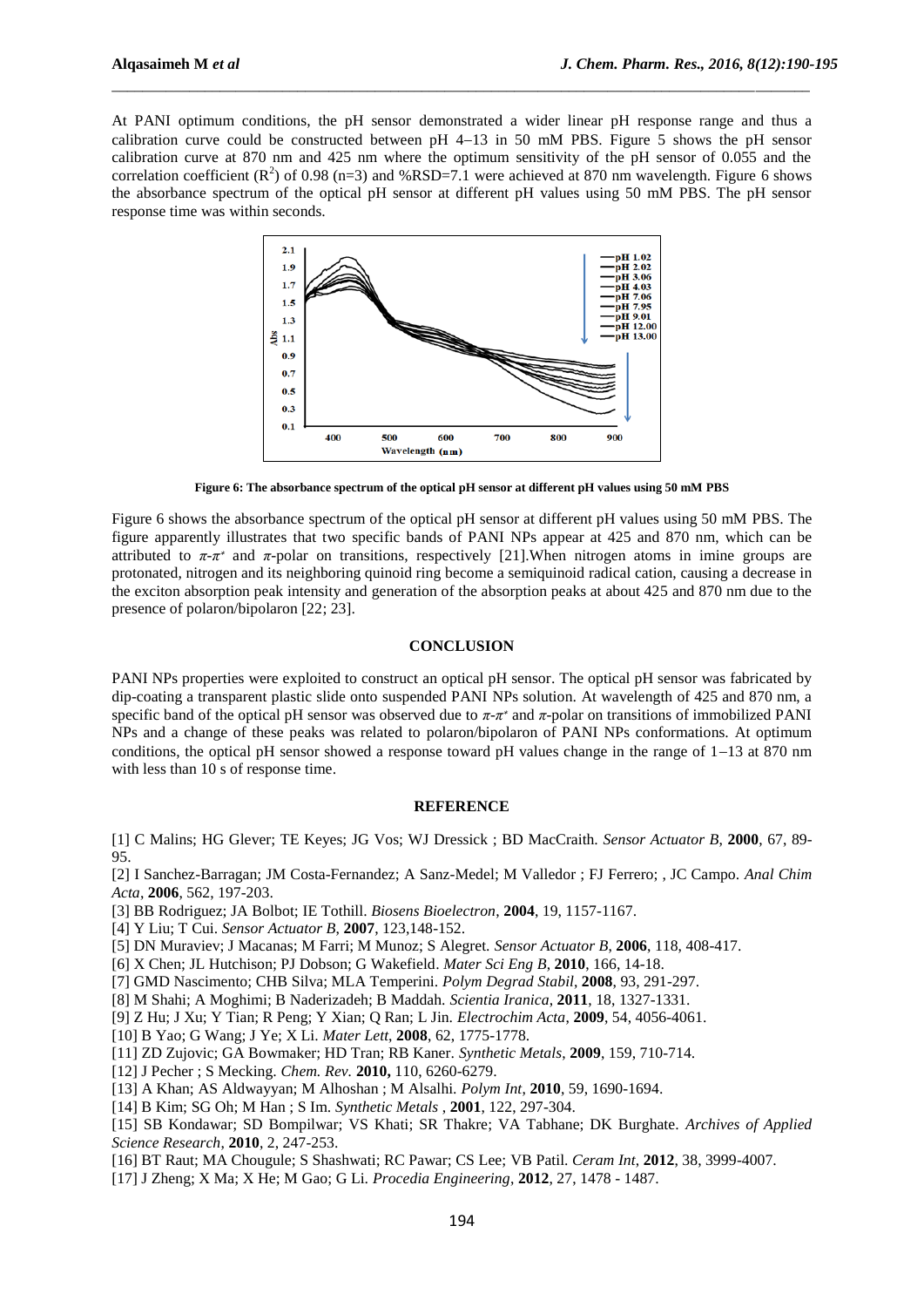At PANI optimum conditions, the pH sensor demonstrated a wider linear pH response range and thus a calibration curve could be constructed between pH 4–13 in 50 mM PBS. Figure 5 shows the pH sensor calibration curve at 870 nm and 425 nm where the optimum sensitivity of the pH sensor of 0.055 and the correlation coefficient ($R^2$) of 0.98 (n=3) and %RSD=7.1 were achieved at 870 nm wavelength. Figure 6 shows the absorbance spectrum of the optical pH sensor at different pH values using 50 mM PBS. The pH sensor response time was within seconds.

**Figure 6: The absorbance spectrum of the optical pH sensor at different pH values using 50 mM PBS**

Figure 6 shows the absorbance spectrum of the optical pH sensor at different pH values using 50 mM PBS. The figure apparently illustrates that two specific bands of PANI NPs appear at 425 and 870 nm, which can be attributed to $\pi$-$\pi^*$ and $\pi$-polar on transitions, respectively [21].When nitrogen atoms in imine groups are protonated, nitrogen and its neighboring quinoid ring become a semiquinoid radical cation, causing a decrease in the exciton absorption peak intensity and generation of the absorption peaks at about 425 and 870 nm due to the presence of polaron/bipolaron [22; 23].

## CONCLUSION

PANI NPs properties were exploited to construct an optical pH sensor. The optical pH sensor was fabricated by dip-coating a transparent plastic slide onto suspended PANI NPs solution. At wavelength of 425 and 870 nm, a specific band of the optical pH sensor was observed due to $\pi$-$\pi^*$ and $\pi$-polar on transitions of immobilized PANI NPs and a change of these peaks was related to polaron/bipolaron of PANI NPs conformations. At optimum conditions, the optical pH sensor showed a response toward pH values change in the range of 1–13 at 870 nm with less than 10 s of response time.

## REFERENCE

[1] C Malins; HG Glever; TE Keyes; JG Vos; WJ Dressick ; BD MacCraith. *Sensor Actuator B*, **2000**, 67, 89-95.

[2] I Sanchez-Barragan; JM Costa-Fernandez; A Sanz-Medel; M Valledor ; FJ Ferrero; , JC Campo. *Anal Chim Acta*, **2006**, 562, 197-203.

[3] BB Rodriguez; JA Bolbot; IE Tothill. *Biosens Bioelectron*, **2004**, 19, 1157-1167.

[4] Y Liu; T Cui. *Sensor Actuator B*, **2007**, 123,148-152.

[5] DN Muraviev; J Macanas; M Farri; M Munoz; S Alegret. *Sensor Actuator B*, **2006**, 118, 408-417.

[6] X Chen; JL Hutchison; PJ Dobson; G Wakefield. *Mater Sci Eng B*, **2010**, 166, 14-18.

[7] GMD Nascimento; CHB Silva; MLA Temperini. *Polym Degrad Stabil*, **2008**, 93, 291-297.

[8] M Shahi; A Moghimi; B Naderizadeh; B Maddah. *Scientia Iranica*, **2011**, 18, 1327-1331.

[9] Z Hu; J Xu; Y Tian; R Peng; Y Xian; Q Ran; L Jin. *Electrochim Acta*, **2009**, 54, 4056-4061.

[10] B Yao; G Wang; J Ye; X Li. *Mater Lett*, **2008**, 62, 1775-1778.

[11] ZD Zujovic; GA Bowmaker; HD Tran; RB Kaner. *Synthetic Metals*, **2009**, 159, 710-714.

[12] J Pecher ; S Mecking. *Chem. Rev.* **2010,** 110, 6260-6279.

[13] A Khan; AS Aldwayyan; M Alhoshan ; M Alsalhi. *Polym Int*, **2010**, 59, 1690-1694.

[14] B Kim; SG Oh; M Han ; S Im. *Synthetic Metals* , **2001**, 122, 297-304.

[15] SB Kondawar; SD Bompilwar; VS Khati; SR Thakre; VA Tabhane; DK Burghate. *Archives of Applied Science Research*, **2010**, 2, 247-253.

[16] BT Raut; MA Chougule; S Shashwati; RC Pawar; CS Lee; VB Patil. *Ceram Int*, **2012**, 38, 3999-4007.

[17] J Zheng; X Ma; X He; M Gao; G Li. *Procedia Engineering*, **2012**, 27, 1478 - 1487.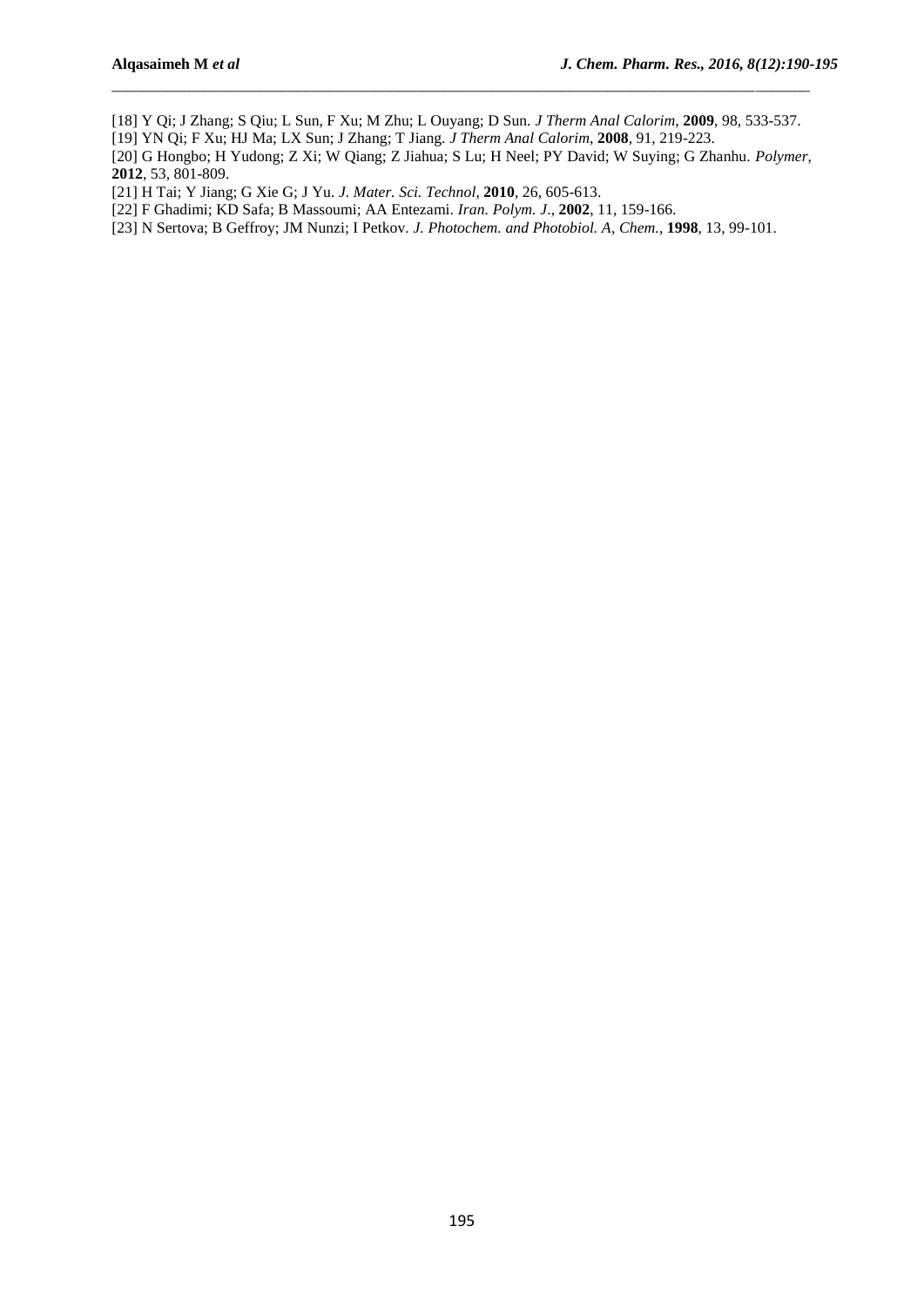[18] Y Qi; J Zhang; S Qiu; L Sun, F Xu; M Zhu; L Ouyang; D Sun. *J Therm Anal Calorim*, **2009**, 98, 533-537.

[19] YN Qi; F Xu; HJ Ma; LX Sun; J Zhang; T Jiang. *J Therm Anal Calorim*, **2008**, 91, 219-223.

[20] G Hongbo; H Yudong; Z Xi; W Qiang; Z Jiahua; S Lu; H Neel; PY David; W Suying; G Zhanhu. *Polymer*, **2012**, 53, 801-809.

[21] H Tai; Y Jiang; G Xie G; J Yu. *J. Mater. Sci. Technol*, **2010**, 26, 605-613.

[22] F Ghadimi; KD Safa; B Massoumi; AA Entezami. *Iran. Polym. J*., **2002**, 11, 159-166.

[23] N Sertova; B Geffroy; JM Nunzi; I Petkov. *J. Photochem. and Photobiol. A, Chem.*, **1998**, 13, 99-101.